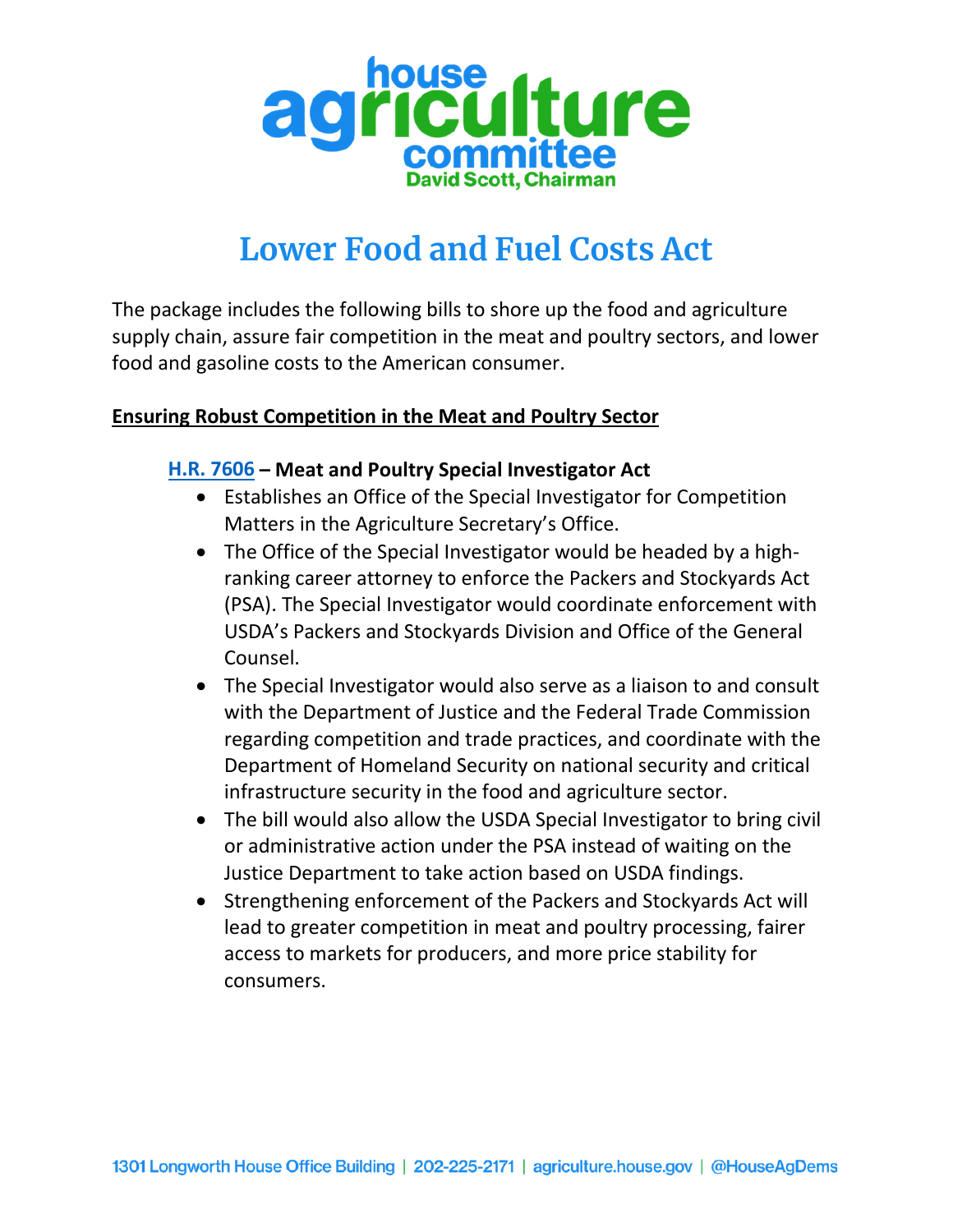house agriculture committee
David Scott, Chairman

# Lower Food and Fuel Costs Act

The package includes the following bills to shore up the food and agriculture supply chain, assure fair competition in the meat and poultry sectors, and lower food and gasoline costs to the American consumer.

## Ensuring Robust Competition in the Meat and Poultry Sector

### H.R. 7606 – Meat and Poultry Special Investigator Act

- Establishes an Office of the Special Investigator for Competition Matters in the Agriculture Secretary's Office.
- The Office of the Special Investigator would be headed by a high-ranking career attorney to enforce the Packers and Stockyards Act (PSA). The Special Investigator would coordinate enforcement with USDA's Packers and Stockyards Division and Office of the General Counsel.
- The Special Investigator would also serve as a liaison to and consult with the Department of Justice and the Federal Trade Commission regarding competition and trade practices, and coordinate with the Department of Homeland Security on national security and critical infrastructure security in the food and agriculture sector.
- The bill would also allow the USDA Special Investigator to bring civil or administrative action under the PSA instead of waiting on the Justice Department to take action based on USDA findings.
- Strengthening enforcement of the Packers and Stockyards Act will lead to greater competition in meat and poultry processing, fairer access to markets for producers, and more price stability for consumers.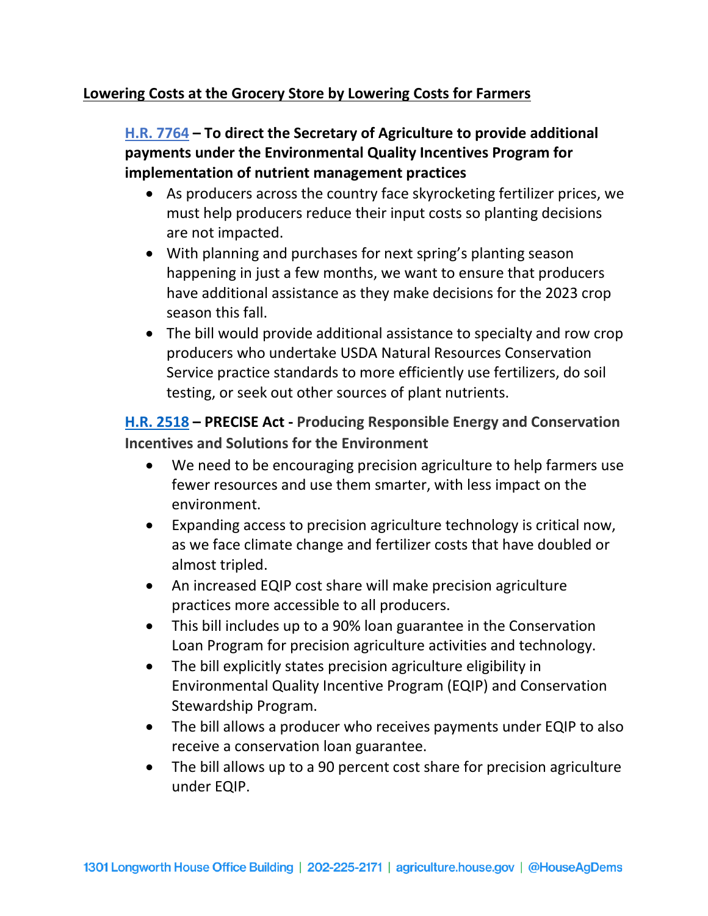## Lowering Costs at the Grocery Store by Lowering Costs for Farmers

### H.R. 7764 – To direct the Secretary of Agriculture to provide additional payments under the Environmental Quality Incentives Program for implementation of nutrient management practices

- As producers across the country face skyrocketing fertilizer prices, we must help producers reduce their input costs so planting decisions are not impacted.
- With planning and purchases for next spring's planting season happening in just a few months, we want to ensure that producers have additional assistance as they make decisions for the 2023 crop season this fall.
- The bill would provide additional assistance to specialty and row crop producers who undertake USDA Natural Resources Conservation Service practice standards to more efficiently use fertilizers, do soil testing, or seek out other sources of plant nutrients.

### H.R. 2518 – PRECISE Act - Producing Responsible Energy and Conservation Incentives and Solutions for the Environment

- We need to be encouraging precision agriculture to help farmers use fewer resources and use them smarter, with less impact on the environment.
- Expanding access to precision agriculture technology is critical now, as we face climate change and fertilizer costs that have doubled or almost tripled.
- An increased EQIP cost share will make precision agriculture practices more accessible to all producers.
- This bill includes up to a 90% loan guarantee in the Conservation Loan Program for precision agriculture activities and technology.
- The bill explicitly states precision agriculture eligibility in Environmental Quality Incentive Program (EQIP) and Conservation Stewardship Program.
- The bill allows a producer who receives payments under EQIP to also receive a conservation loan guarantee.
- The bill allows up to a 90 percent cost share for precision agriculture under EQIP.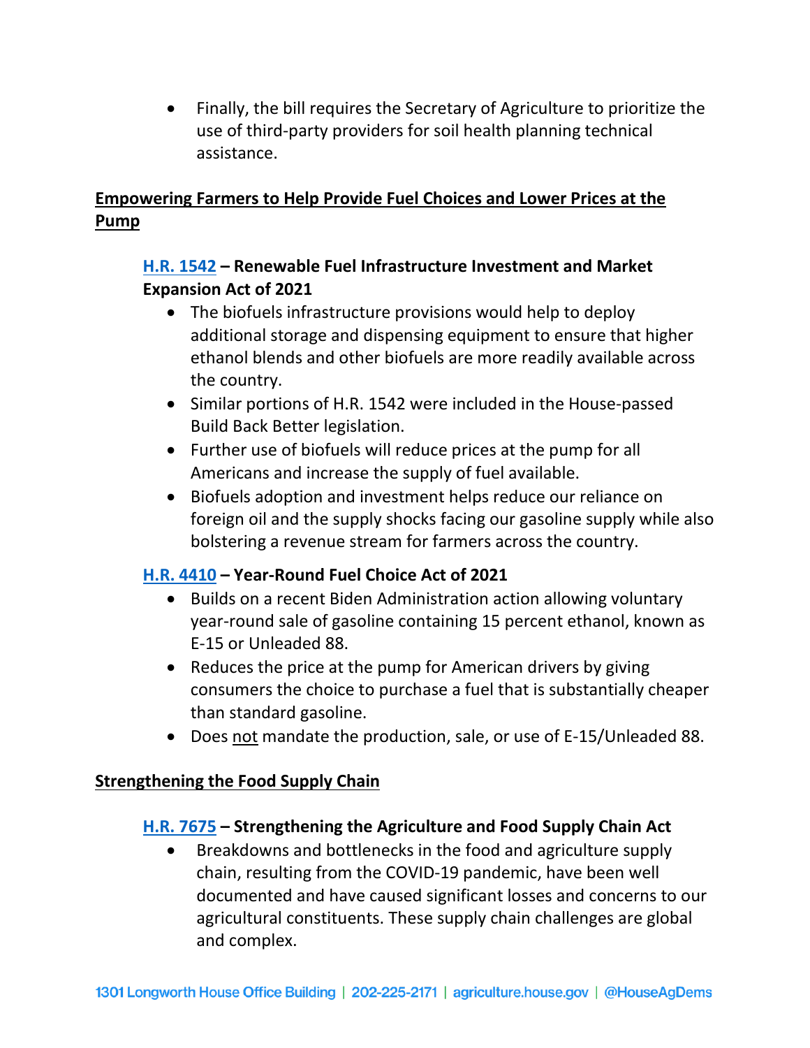- Finally, the bill requires the Secretary of Agriculture to prioritize the use of third-party providers for soil health planning technical assistance.

## Empowering Farmers to Help Provide Fuel Choices and Lower Prices at the Pump

### H.R. 1542 – Renewable Fuel Infrastructure Investment and Market Expansion Act of 2021

- The biofuels infrastructure provisions would help to deploy additional storage and dispensing equipment to ensure that higher ethanol blends and other biofuels are more readily available across the country.
- Similar portions of H.R. 1542 were included in the House-passed Build Back Better legislation.
- Further use of biofuels will reduce prices at the pump for all Americans and increase the supply of fuel available.
- Biofuels adoption and investment helps reduce our reliance on foreign oil and the supply shocks facing our gasoline supply while also bolstering a revenue stream for farmers across the country.

### H.R. 4410 – Year-Round Fuel Choice Act of 2021

- Builds on a recent Biden Administration action allowing voluntary year-round sale of gasoline containing 15 percent ethanol, known as E-15 or Unleaded 88.
- Reduces the price at the pump for American drivers by giving consumers the choice to purchase a fuel that is substantially cheaper than standard gasoline.
- Does not mandate the production, sale, or use of E-15/Unleaded 88.

## Strengthening the Food Supply Chain

### H.R. 7675 – Strengthening the Agriculture and Food Supply Chain Act

- Breakdowns and bottlenecks in the food and agriculture supply chain, resulting from the COVID-19 pandemic, have been well documented and have caused significant losses and concerns to our agricultural constituents. These supply chain challenges are global and complex.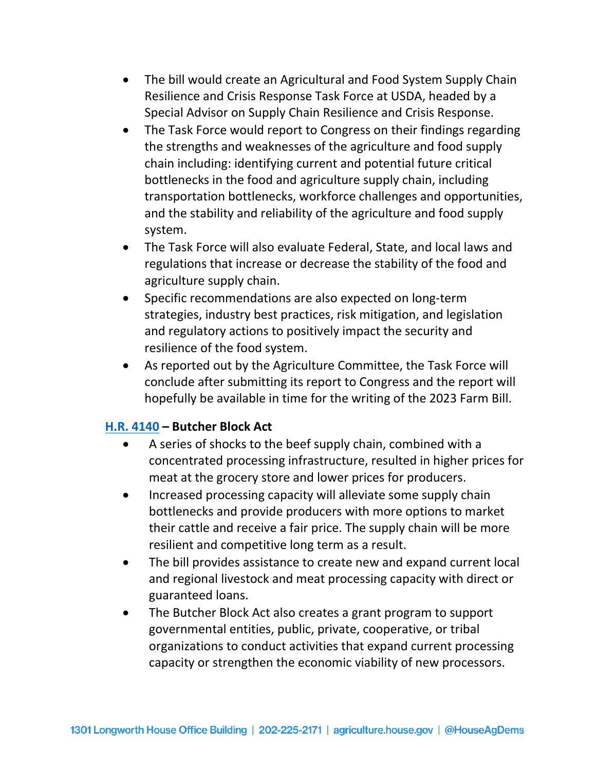- The bill would create an Agricultural and Food System Supply Chain Resilience and Crisis Response Task Force at USDA, headed by a Special Advisor on Supply Chain Resilience and Crisis Response.
- The Task Force would report to Congress on their findings regarding the strengths and weaknesses of the agriculture and food supply chain including: identifying current and potential future critical bottlenecks in the food and agriculture supply chain, including transportation bottlenecks, workforce challenges and opportunities, and the stability and reliability of the agriculture and food supply system.
- The Task Force will also evaluate Federal, State, and local laws and regulations that increase or decrease the stability of the food and agriculture supply chain.
- Specific recommendations are also expected on long-term strategies, industry best practices, risk mitigation, and legislation and regulatory actions to positively impact the security and resilience of the food system.
- As reported out by the Agriculture Committee, the Task Force will conclude after submitting its report to Congress and the report will hopefully be available in time for the writing of the 2023 Farm Bill.

**H.R. 4140 – Butcher Block Act**

- A series of shocks to the beef supply chain, combined with a concentrated processing infrastructure, resulted in higher prices for meat at the grocery store and lower prices for producers.
- Increased processing capacity will alleviate some supply chain bottlenecks and provide producers with more options to market their cattle and receive a fair price. The supply chain will be more resilient and competitive long term as a result.
- The bill provides assistance to create new and expand current local and regional livestock and meat processing capacity with direct or guaranteed loans.
- The Butcher Block Act also creates a grant program to support governmental entities, public, private, cooperative, or tribal organizations to conduct activities that expand current processing capacity or strengthen the economic viability of new processors.